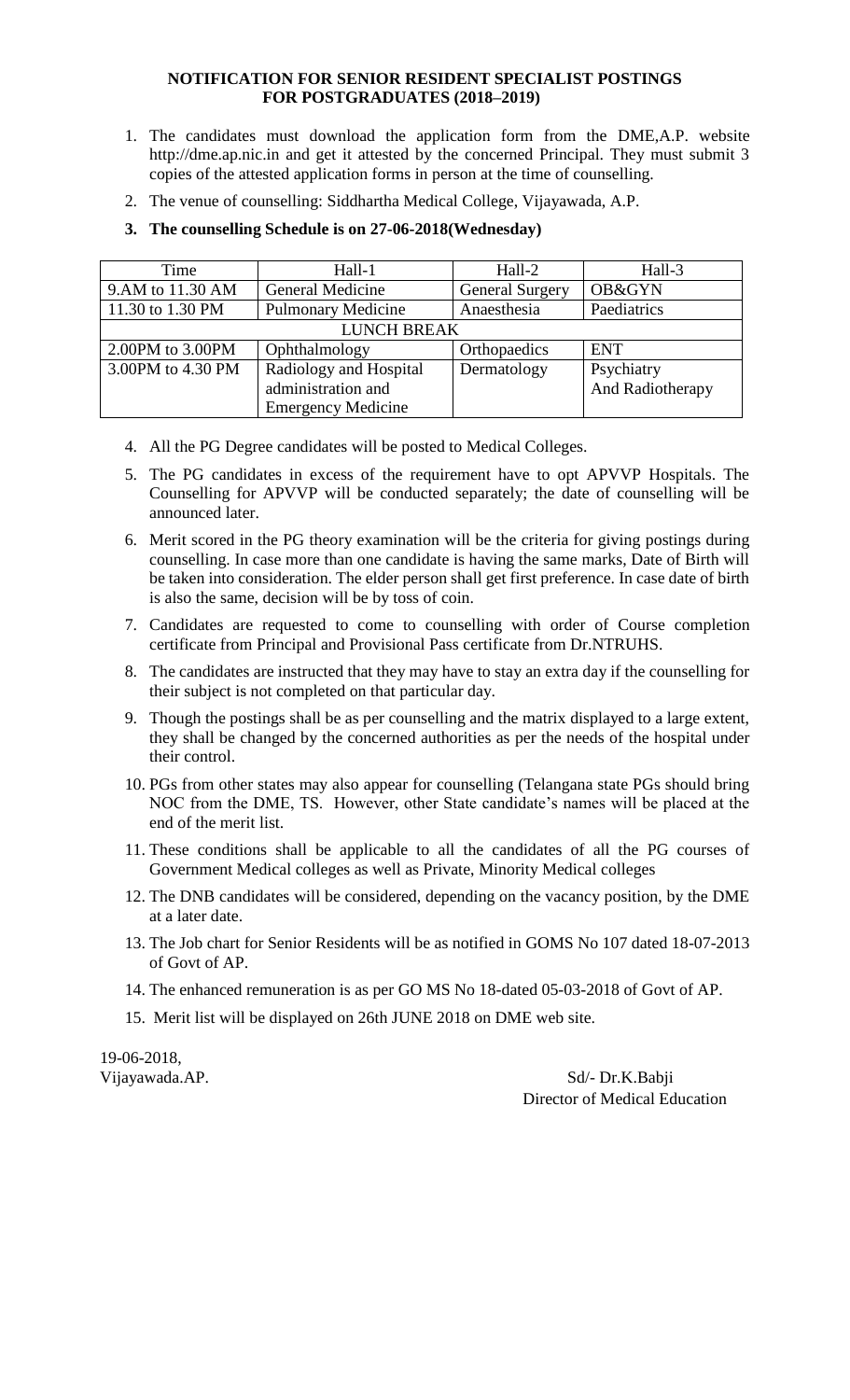**NOTIFICATION FOR SENIOR RESIDENT SPECIALIST POSTINGS FOR POSTGRADUATES (2018–2019)**

1. The candidates must download the application form from the DME,A.P. website http://dme.ap.nic.in and get it attested by the concerned Principal. They must submit 3 copies of the attested application forms in person at the time of counselling.
2. The venue of counselling: Siddhartha Medical College, Vijayawada, A.P.
3. **The counselling Schedule is on 27-06-2018(Wednesday)**

| Time | Hall-1 | Hall-2 | Hall-3 |
|---|---|---|---|
| 9.AM to 11.30 AM | General Medicine | General Surgery | OB&GYN |
| 11.30 to 1.30 PM | Pulmonary Medicine | Anaesthesia | Paediatrics |
| LUNCH BREAK | | | |
| 2.00PM to 3.00PM | Ophthalmology | Orthopaedics | ENT |
| 3.00PM to 4.30 PM | Radiology and Hospital administration and Emergency Medicine | Dermatology | Psychiatry And Radiotherapy |

4. All the PG Degree candidates will be posted to Medical Colleges.
5. The PG candidates in excess of the requirement have to opt APVVP Hospitals. The Counselling for APVVP will be conducted separately; the date of counselling will be announced later.
6. Merit scored in the PG theory examination will be the criteria for giving postings during counselling. In case more than one candidate is having the same marks, Date of Birth will be taken into consideration. The elder person shall get first preference. In case date of birth is also the same, decision will be by toss of coin.
7. Candidates are requested to come to counselling with order of Course completion certificate from Principal and Provisional Pass certificate from Dr.NTRUHS.
8. The candidates are instructed that they may have to stay an extra day if the counselling for their subject is not completed on that particular day.
9. Though the postings shall be as per counselling and the matrix displayed to a large extent, they shall be changed by the concerned authorities as per the needs of the hospital under their control.
10. PGs from other states may also appear for counselling (Telangana state PGs should bring NOC from the DME, TS. However, other State candidate's names will be placed at the end of the merit list.
11. These conditions shall be applicable to all the candidates of all the PG courses of Government Medical colleges as well as Private, Minority Medical colleges
12. The DNB candidates will be considered, depending on the vacancy position, by the DME at a later date.
13. The Job chart for Senior Residents will be as notified in GOMS No 107 dated 18-07-2013 of Govt of AP.
14. The enhanced remuneration is as per GO MS No 18-dated 05-03-2018 of Govt of AP.
15. Merit list will be displayed on 26th JUNE 2018 on DME web site.

19-06-2018,
Vijayawada.AP.

Sd/- Dr.K.Babji
Director of Medical Education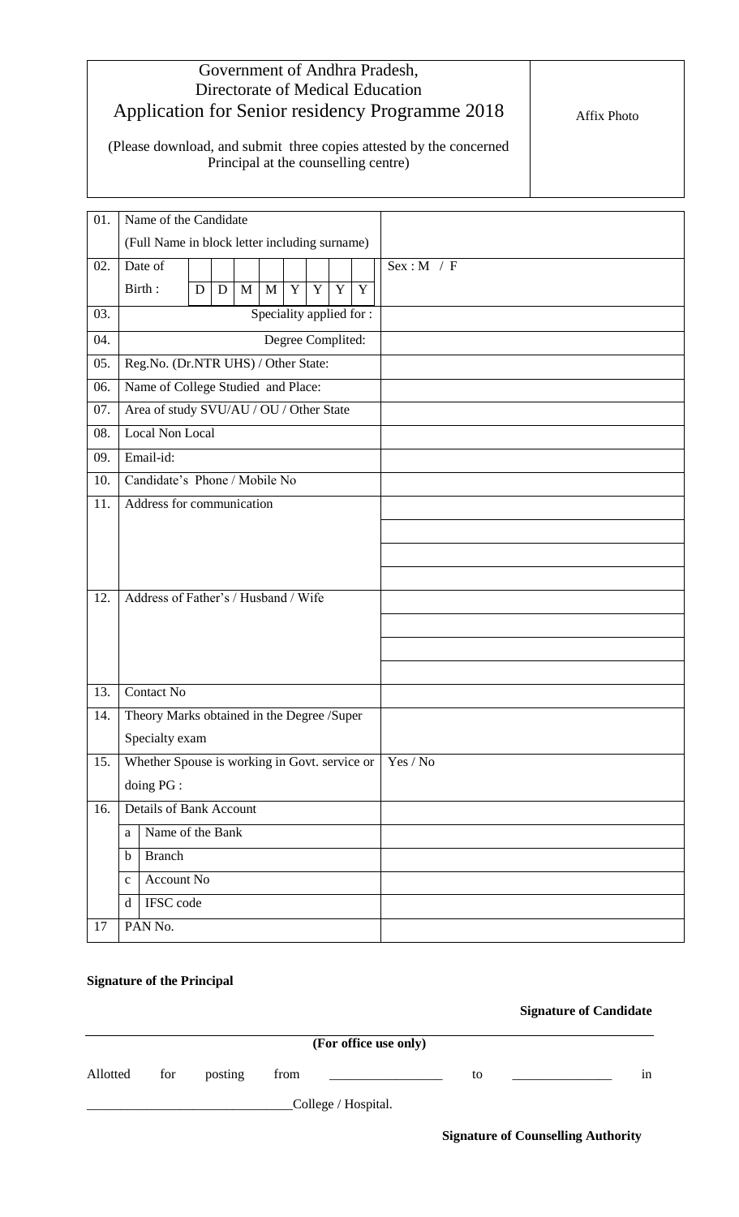# Government of Andhra Pradesh,
# Directorate of Medical Education
# Application for Senior residency Programme 2018

(Please download, and submit three copies attested by the concerned Principal at the counselling centre)

Affix Photo

| | | |
|---|---|---|
| 01. | Name of the Candidate (Full Name in block letter including surname) | |
| 02. | Date of Birth : D D M M Y Y Y Y | Sex : M / F |
| 03. | Speciality applied for : | |
| 04. | Degree Complited: | |
| 05. | Reg.No. (Dr.NTR UHS) / Other State: | |
| 06. | Name of College Studied and Place: | |
| 07. | Area of study SVU/AU / OU / Other State | |
| 08. | Local Non Local | |
| 09. | Email-id: | |
| 10. | Candidate's Phone / Mobile No | |
| 11. | Address for communication | |
| 12. | Address of Father's / Husband / Wife | |
| 13. | Contact No | |
| 14. | Theory Marks obtained in the Degree /Super Specialty exam | |
| 15. | Whether Spouse is working in Govt. service or doing PG : | Yes / No |
| 16. | Details of Bank Account | |
| | a Name of the Bank | |
| | b Branch | |
| | c Account No | |
| | d IFSC code | |
| 17 | PAN No. | |

**Signature of the Principal**

**Signature of Candidate**

**(For office use only)**

Allotted for posting from _________________ to _______________ in _______________________________College / Hospital.

**Signature of Counselling Authority**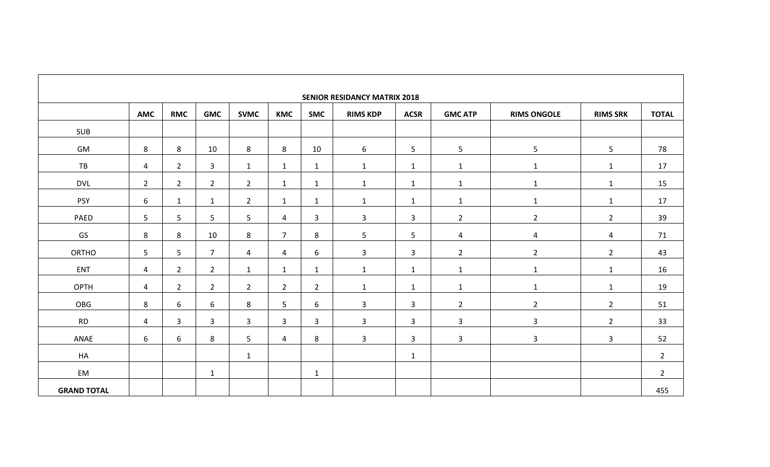**SENIOR RESIDANCY MATRIX 2018**

| | AMC | RMC | GMC | SVMC | KMC | SMC | RIMS KDP | ACSR | GMC ATP | RIMS ONGOLE | RIMS SRK | TOTAL |
|---|---|---|---|---|---|---|---|---|---|---|---|---|
| SUB | | | | | | | | | | | | |
| GM | 8 | 8 | 10 | 8 | 8 | 10 | 6 | 5 | 5 | 5 | 5 | 78 |
| TB | 4 | 2 | 3 | 1 | 1 | 1 | 1 | 1 | 1 | 1 | 1 | 17 |
| DVL | 2 | 2 | 2 | 2 | 1 | 1 | 1 | 1 | 1 | 1 | 1 | 15 |
| PSY | 6 | 1 | 1 | 2 | 1 | 1 | 1 | 1 | 1 | 1 | 1 | 17 |
| PAED | 5 | 5 | 5 | 5 | 4 | 3 | 3 | 3 | 2 | 2 | 2 | 39 |
| GS | 8 | 8 | 10 | 8 | 7 | 8 | 5 | 5 | 4 | 4 | 4 | 71 |
| ORTHO | 5 | 5 | 7 | 4 | 4 | 6 | 3 | 3 | 2 | 2 | 2 | 43 |
| ENT | 4 | 2 | 2 | 1 | 1 | 1 | 1 | 1 | 1 | 1 | 1 | 16 |
| OPTH | 4 | 2 | 2 | 2 | 2 | 2 | 1 | 1 | 1 | 1 | 1 | 19 |
| OBG | 8 | 6 | 6 | 8 | 5 | 6 | 3 | 3 | 2 | 2 | 2 | 51 |
| RD | 4 | 3 | 3 | 3 | 3 | 3 | 3 | 3 | 3 | 3 | 2 | 33 |
| ANAE | 6 | 6 | 8 | 5 | 4 | 8 | 3 | 3 | 3 | 3 | 3 | 52 |
| HA | | | | 1 | | | | 1 | | | | 2 |
| EM | | | 1 | | | 1 | | | | | | 2 |
| **GRAND TOTAL** | | | | | | | | | | | | 455 |